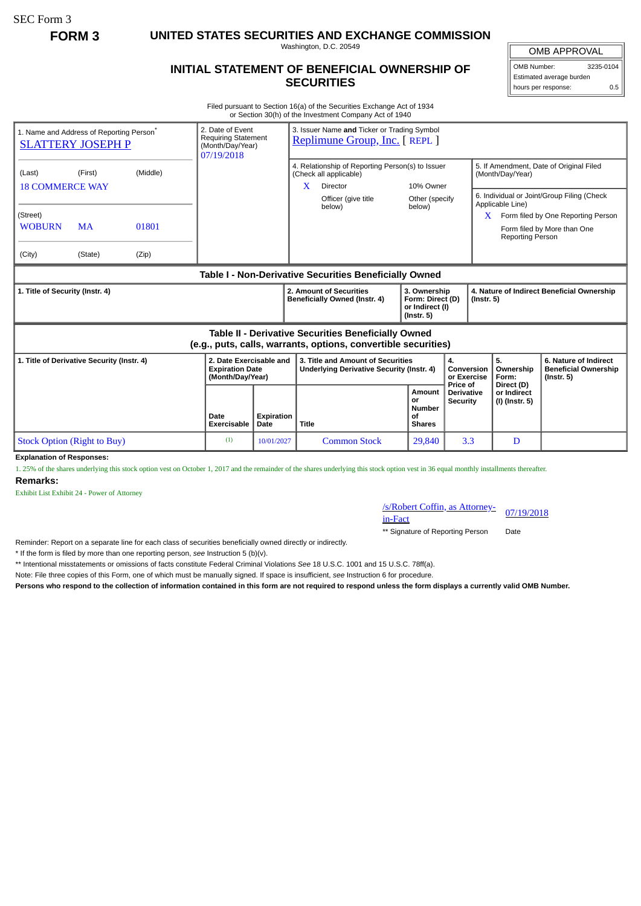SEC Form 3

**FORM 3**

# UNITED STATES SECURITIES AND EXCHANGE COMMISSION

Washington, D.C. 20549

## INITIAL STATEMENT OF BENEFICIAL OWNERSHIP OF SECURITIES

| OMB APPROVAL | |
|---|---|
| OMB Number: | 3235-0104 |
| Estimated average burden | |
| hours per response: | 0.5 |

Filed pursuant to Section 16(a) of the Securities Exchange Act of 1934
or Section 30(h) of the Investment Company Act of 1940

| 1. Name and Address of Reporting Person* | 2. Date of Event Requiring Statement (Month/Day/Year) | 3. Issuer Name **and** Ticker or Trading Symbol |
|---|---|---|
| SLATTERY JOSEPH P | 07/19/2018 | Replimune Group, Inc. [ REPL ] |
| (Last) (First) (Middle) 18 COMMERCE WAY | | 4. Relationship of Reporting Person(s) to Issuer (Check all applicable): X Director; 10% Owner; Officer (give title below); Other (specify below) |
| (Street) WOBURN MA 01801 | | 5. If Amendment, Date of Original Filed (Month/Day/Year) |
| (City) (State) (Zip) | | 6. Individual or Joint/Group Filing (Check Applicable Line): X Form filed by One Reporting Person; Form filed by More than One Reporting Person |

### Table I - Non-Derivative Securities Beneficially Owned

| 1. Title of Security (Instr. 4) | 2. Amount of Securities Beneficially Owned (Instr. 4) | 3. Ownership Form: Direct (D) or Indirect (I) (Instr. 5) | 4. Nature of Indirect Beneficial Ownership (Instr. 5) |
|---|---|---|---|

### Table II - Derivative Securities Beneficially Owned (e.g., puts, calls, warrants, options, convertible securities)

| 1. Title of Derivative Security (Instr. 4) | 2. Date Exercisable and Expiration Date (Month/Day/Year) | | 3. Title and Amount of Securities Underlying Derivative Security (Instr. 4) | | 4. Conversion or Exercise Price of Derivative Security | 5. Ownership Form: Direct (D) or Indirect (I) (Instr. 5) | 6. Nature of Indirect Beneficial Ownership (Instr. 5) |
|---|---|---|---|---|---|---|---|
| | Date Exercisable | Expiration Date | Title | Amount or Number of Shares | | | |
| Stock Option (Right to Buy) | (1) | 10/01/2027 | Common Stock | 29,840 | 3.3 | D | |

**Explanation of Responses:**

1. 25% of the shares underlying this stock option vest on October 1, 2017 and the remainder of the shares underlying this stock option vest in 36 equal monthly installments thereafter.

**Remarks:**

Exhibit List Exhibit 24 - Power of Attorney

| /s/Robert Coffin, as Attorney-in-Fact | 07/19/2018 |
|---|---|
| ** Signature of Reporting Person | Date |

Reminder: Report on a separate line for each class of securities beneficially owned directly or indirectly.

* If the form is filed by more than one reporting person, *see* Instruction 5 (b)(v).

** Intentional misstatements or omissions of facts constitute Federal Criminal Violations *See* 18 U.S.C. 1001 and 15 U.S.C. 78ff(a).

Note: File three copies of this Form, one of which must be manually signed. If space is insufficient, *see* Instruction 6 for procedure.

**Persons who respond to the collection of information contained in this form are not required to respond unless the form displays a currently valid OMB Number.**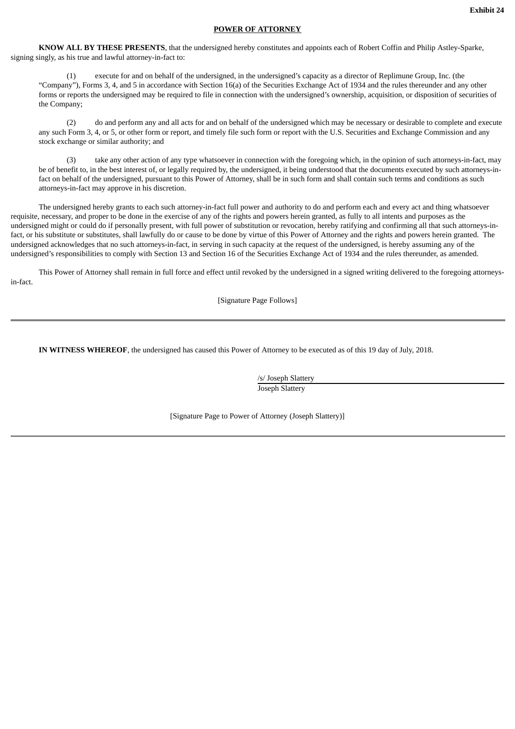Exhibit 24

**POWER OF ATTORNEY**

**KNOW ALL BY THESE PRESENTS**, that the undersigned hereby constitutes and appoints each of Robert Coffin and Philip Astley-Sparke, signing singly, as his true and lawful attorney-in-fact to:

(1) execute for and on behalf of the undersigned, in the undersigned's capacity as a director of Replimune Group, Inc. (the "Company"), Forms 3, 4, and 5 in accordance with Section 16(a) of the Securities Exchange Act of 1934 and the rules thereunder and any other forms or reports the undersigned may be required to file in connection with the undersigned's ownership, acquisition, or disposition of securities of the Company;

(2) do and perform any and all acts for and on behalf of the undersigned which may be necessary or desirable to complete and execute any such Form 3, 4, or 5, or other form or report, and timely file such form or report with the U.S. Securities and Exchange Commission and any stock exchange or similar authority; and

(3) take any other action of any type whatsoever in connection with the foregoing which, in the opinion of such attorneys-in-fact, may be of benefit to, in the best interest of, or legally required by, the undersigned, it being understood that the documents executed by such attorneys-in-fact on behalf of the undersigned, pursuant to this Power of Attorney, shall be in such form and shall contain such terms and conditions as such attorneys-in-fact may approve in his discretion.

The undersigned hereby grants to each such attorney-in-fact full power and authority to do and perform each and every act and thing whatsoever requisite, necessary, and proper to be done in the exercise of any of the rights and powers herein granted, as fully to all intents and purposes as the undersigned might or could do if personally present, with full power of substitution or revocation, hereby ratifying and confirming all that such attorneys-in-fact, or his substitute or substitutes, shall lawfully do or cause to be done by virtue of this Power of Attorney and the rights and powers herein granted. The undersigned acknowledges that no such attorneys-in-fact, in serving in such capacity at the request of the undersigned, is hereby assuming any of the undersigned's responsibilities to comply with Section 13 and Section 16 of the Securities Exchange Act of 1934 and the rules thereunder, as amended.

This Power of Attorney shall remain in full force and effect until revoked by the undersigned in a signed writing delivered to the foregoing attorneys-in-fact.

[Signature Page Follows]

---

**IN WITNESS WHEREOF**, the undersigned has caused this Power of Attorney to be executed as of this 19 day of July, 2018.

/s/ Joseph Slattery
Joseph Slattery

[Signature Page to Power of Attorney (Joseph Slattery)]